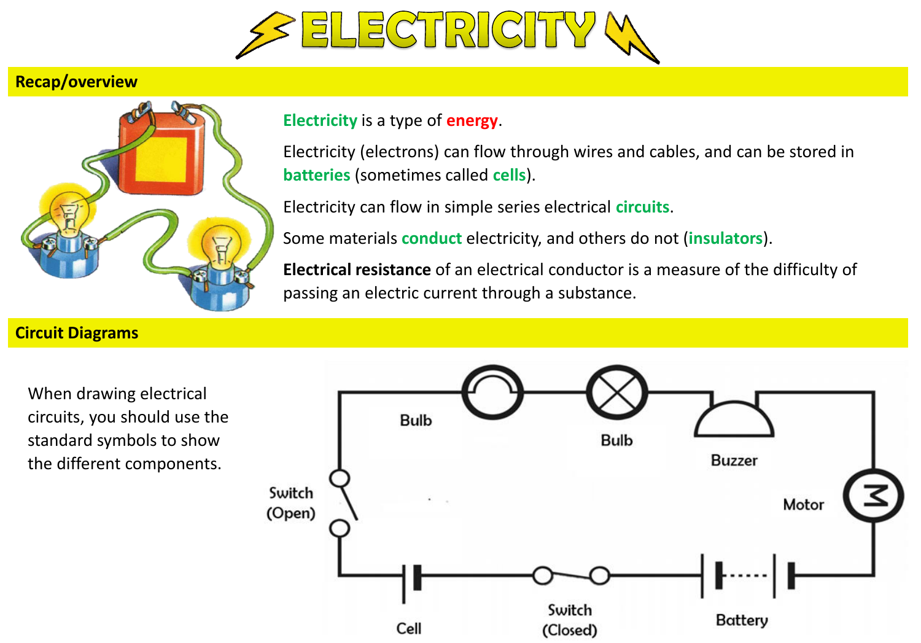# ELECTRICITY

## Recap/overview

**Electricity** is a type of **energy**.

Electricity (electrons) can flow through wires and cables, and can be stored in **batteries** (sometimes called **cells**).

Electricity can flow in simple series electrical **circuits**.

Some materials **conduct** electricity, and others do not (**insulators**).

**Electrical resistance** of an electrical conductor is a measure of the difficulty of passing an electric current through a substance.

## Circuit Diagrams

When drawing electrical circuits, you should use the standard symbols to show the different components.

Bulb

Bulb

Buzzer

Motor

Switch (Open)

Cell

Switch (Closed)

Battery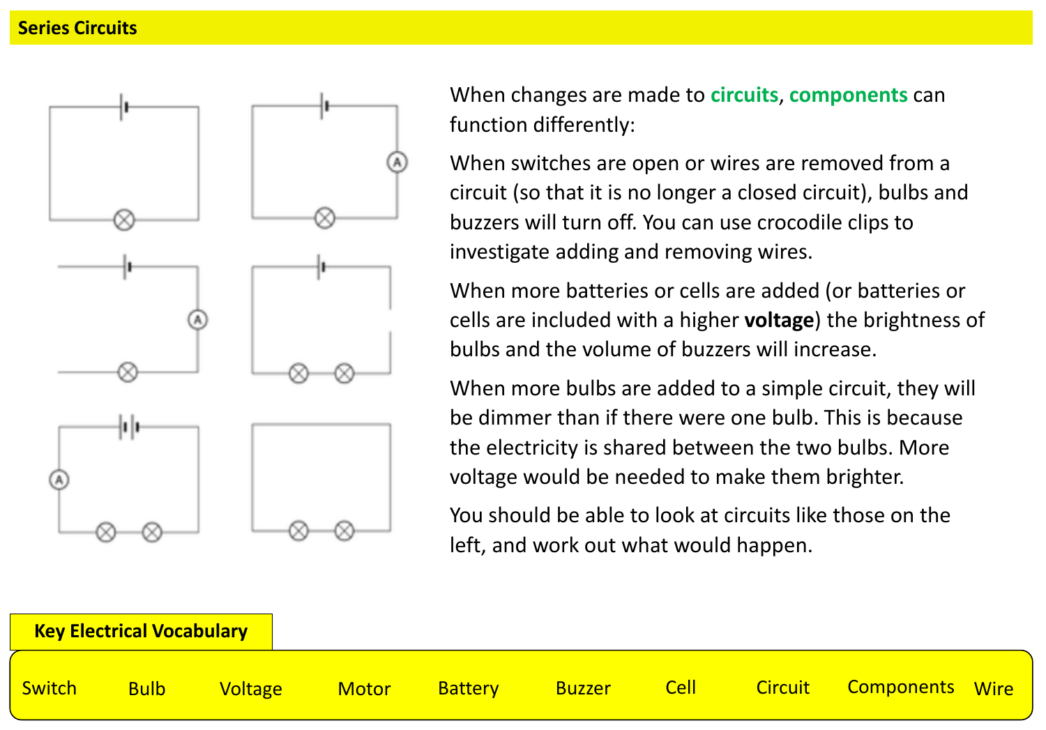## Series Circuits

When changes are made to **circuits**, **components** can function differently:

When switches are open or wires are removed from a circuit (so that it is no longer a closed circuit), bulbs and buzzers will turn off. You can use crocodile clips to investigate adding and removing wires.

When more batteries or cells are added (or batteries or cells are included with a higher **voltage**) the brightness of bulbs and the volume of buzzers will increase.

When more bulbs are added to a simple circuit, they will be dimmer than if there were one bulb. This is because the electricity is shared between the two bulbs. More voltage would be needed to make them brighter.

You should be able to look at circuits like those on the left, and work out what would happen.

### Key Electrical Vocabulary

Switch, Bulb, Voltage, Motor, Battery, Buzzer, Cell, Circuit, Components, Wire